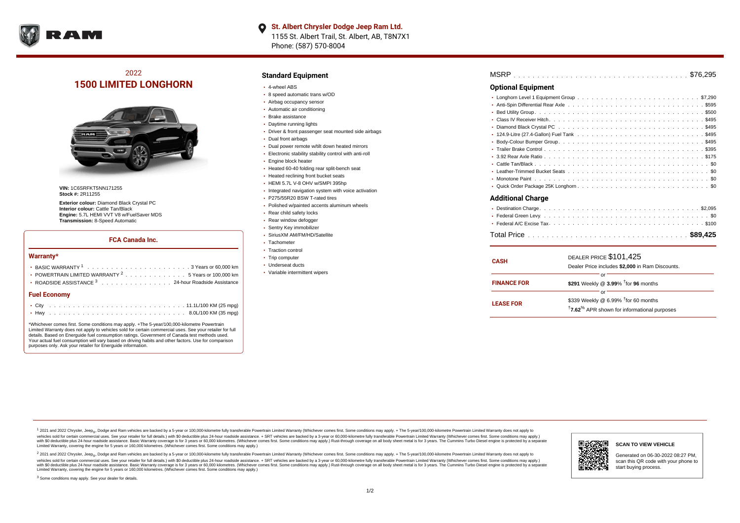**St. Albert Chrysler Dodge Jeep Ram Ltd.**
1155 St. Albert Trail, St. Albert, AB, T8N7X1
Phone: (587) 570-8004

# 2022
# 1500 LIMITED LONGHORN

**VIN:** 1C6SRFKT5NN171255
**Stock #:** 2R11255

**Exterior colour:** Diamond Black Crystal PC
**Interior colour:** Cattle Tan/Black
**Engine:** 5.7L HEMI VVT V8 w/FuelSaver MDS
**Transmission:** 8-Speed Automatic

## FCA Canada Inc.

### Warranty*

- BASIC WARRANTY [1] . . . . . . . . . . . . . . . . . . . . . 3 Years or 60,000 km
- POWERTRAIN LIMITED WARRANTY [2] . . . . . . . . . . . . 5 Years or 100,000 km
- ROADSIDE ASSISTANCE [3] . . . . . . . . . . . . . . . 24-hour Roadside Assistance

### Fuel Economy

- City . . . . . . . . . . . . . . . . . . . . . . . . . . . . 11.1L/100 KM (25 mpg)
- Hwy . . . . . . . . . . . . . . . . . . . . . . . . . . . . 8.0L/100 KM (35 mpg)

*Whichever comes first. Some conditions may apply. +The 5-year/100,000-kilometre Powertrain Limited Warranty does not apply to vehicles sold for certain commercial uses. See your retailer for full details. Based on Energuide fuel consumption ratings. Government of Canada test methods used. Your actual fuel consumption will vary based on driving habits and other factors. Use for comparison purposes only. Ask your retailer for Energuide information.

## Standard Equipment

- 4-wheel ABS
- 8 speed automatic trans w/OD
- Airbag occupancy sensor
- Automatic air conditioning
- Brake assistance
- Daytime running lights
- Driver & front passenger seat mounted side airbags
- Dual front airbags
- Dual power remote w/tilt down heated mirrors
- Electronic stability stability control with anti-roll
- Engine block heater
- Heated 60-40 folding rear split-bench seat
- Heated reclining front bucket seats
- HEMI 5.7L V-8 OHV w/SMPI 395hp
- Integrated navigation system with voice activation
- P275/55R20 BSW T-rated tires
- Polished w/painted accents aluminum wheels
- Rear child safety locks
- Rear window defogger
- Sentry Key immobilizer
- SiriusXM AM/FM/HD/Satellite
- Tachometer
- Traction control
- Trip computer
- Underseat ducts
- Variable intermittent wipers

MSRP . . . . . . . . . . . . . . . . . . . . . . . . . . . . . . . . . . . . . $76,295

## Optional Equipment

- Longhorn Level 1 Equipment Group . . . . . . . . . . . . . . . . . . . . . . . . . $7,290
- Anti-Spin Differential Rear Axle . . . . . . . . . . . . . . . . . . . . . . . . . . . $595
- Bed Utility Group . . . . . . . . . . . . . . . . . . . . . . . . . . . . . . . . . . $500
- Class IV Receiver Hitch . . . . . . . . . . . . . . . . . . . . . . . . . . . . . . . $495
- Diamond Black Crystal PC . . . . . . . . . . . . . . . . . . . . . . . . . . . . . . $495
- 124.9-Litre (27.4-Gallon) Fuel Tank . . . . . . . . . . . . . . . . . . . . . . . . $495
- Body-Colour Bumper Group . . . . . . . . . . . . . . . . . . . . . . . . . . . . . $495
- Trailer Brake Control . . . . . . . . . . . . . . . . . . . . . . . . . . . . . . . . $395
- 3.92 Rear Axle Ratio . . . . . . . . . . . . . . . . . . . . . . . . . . . . . . . . $175
- Cattle Tan/Black . . . . . . . . . . . . . . . . . . . . . . . . . . . . . . . . . . $0
- Leather-Trimmed Bucket Seats . . . . . . . . . . . . . . . . . . . . . . . . . . . $0
- Monotone Paint . . . . . . . . . . . . . . . . . . . . . . . . . . . . . . . . . . . $0
- Quick Order Package 25K Longhorn . . . . . . . . . . . . . . . . . . . . . . . . . $0

## Additional Charge

- Destination Charge . . . . . . . . . . . . . . . . . . . . . . . . . . . . . . . . $2,095
- Federal Green Levy . . . . . . . . . . . . . . . . . . . . . . . . . . . . . . . . . $0
- Federal A/C Excise Tax . . . . . . . . . . . . . . . . . . . . . . . . . . . . . . . $100

Total Price . . . . . . . . . . . . . . . . . . . . . . . . . . . . . . . . . **$89,425**

| | |
|---|---|
| **CASH** | DEALER PRICE $101,425<br>Dealer Price includes **$2,000** in Ram Discounts. |
| | or |
| **FINANCE FOR** | **$291** Weekly @ **3.99**% †for **96** months |
| | or |
| **LEASE FOR** | $339 Weekly @ 6.99% †for 60 months<br>†**7.62**% APR shown for informational purposes |

[1] 2021 and 2022 Chrysler, Jeep®, Dodge and Ram vehicles are backed by a 5-year or 100,000-kilometre fully transferable Powertrain Limited Warranty (Whichever comes first. Some conditions may apply. + The 5-year/100,000-kilometre Powertrain Limited Warranty does not apply to vehicles sold for certain commercial uses. See your retailer for full details.) with $0 deductible plus 24-hour roadside assistance. + SRT vehicles are backed by a 3-year or 60,000-kilometre fully transferable Powertrain Limited Warranty (Whichever comes first. Some conditions may apply.) with $0 deductible plus 24-hour roadside assistance. Basic Warranty coverage is for 3 years or 60,000 kilometres. (Whichever comes first. Some conditions may apply.) Rust-through coverage on all body sheet metal is for 3 years. The Cummins Turbo Diesel engine is protected by a separate Limited Warranty, covering the engine for 5 years or 160,000 kilometres. (Whichever comes first. Some conditions may apply.)

[2] 2021 and 2022 Chrysler, Jeep®, Dodge and Ram vehicles are backed by a 5-year or 100,000-kilometre fully transferable Powertrain Limited Warranty (Whichever comes first. Some conditions may apply. + The 5-year/100,000-kilometre Powertrain Limited Warranty does not apply to vehicles sold for certain commercial uses. See your retailer for full details.) with $0 deductible plus 24-hour roadside assistance. + SRT vehicles are backed by a 3-year or 60,000-kilometre fully transferable Powertrain Limited Warranty (Whichever comes first. Some conditions may apply.) with $0 deductible plus 24-hour roadside assistance. Basic Warranty coverage is for 3 years or 60,000 kilometres. (Whichever comes first. Some conditions may apply.) Rust-through coverage on all body sheet metal is for 3 years. The Cummins Turbo Diesel engine is protected by a separate Limited Warranty, covering the engine for 5 years or 160,000 kilometres. (Whichever comes first. Some conditions may apply.)

[3] Some conditions may apply. See your dealer for details.

**SCAN TO VIEW VEHICLE**

Generated on 06-30-2022 08:27 PM, scan this QR code with your phone to start buying process.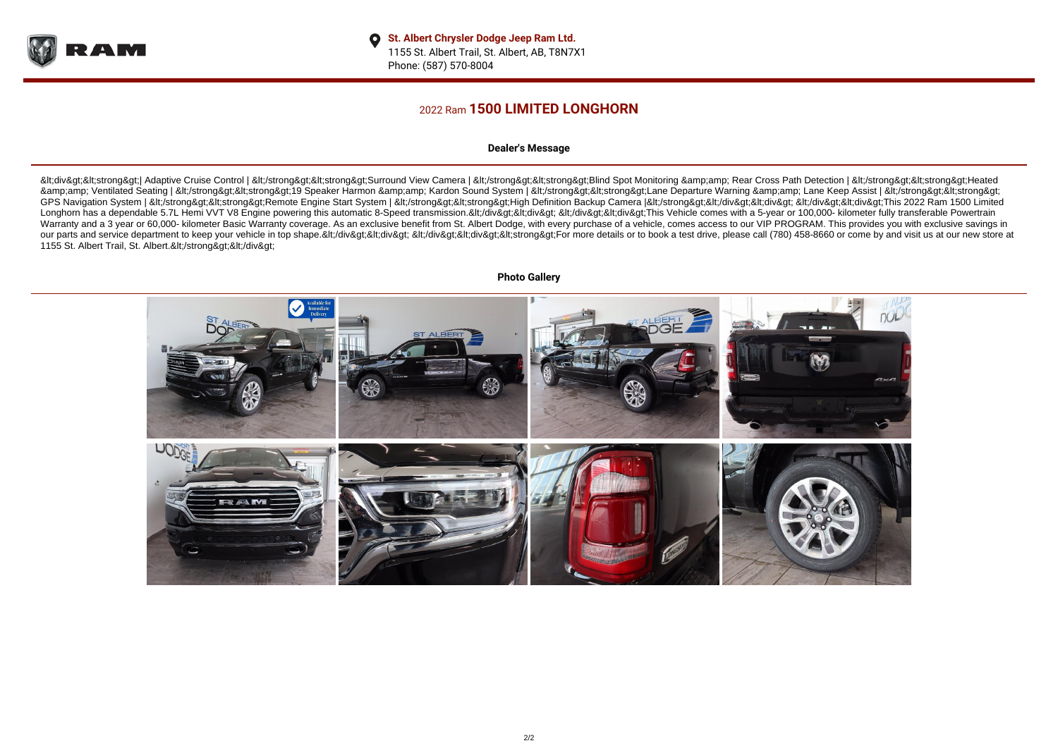St. Albert Chrysler Dodge Jeep Ram Ltd.
1155 St. Albert Trail, St. Albert, AB, T8N7X1
Phone: (587) 570-8004

# 2022 Ram **1500 LIMITED LONGHORN**

## Dealer's Message

&lt;div&gt;&lt;strong&gt;| Adaptive Cruise Control | &lt;/strong&gt;&lt;strong&gt;Surround View Camera | &lt;/strong&gt;&lt;strong&gt;Blind Spot Monitoring &amp;amp; Rear Cross Path Detection | &lt;/strong&gt;&lt;strong&gt;Heated &amp;amp; Ventilated Seating | &lt;/strong&gt;&lt;strong&gt;19 Speaker Harmon &amp;amp; Kardon Sound System | &lt;/strong&gt;&lt;strong&gt;Lane Departure Warning &amp;amp; Lane Keep Assist | &lt;/strong&gt;&lt;strong&gt; GPS Navigation System | &lt;/strong&gt;&lt;strong&gt;Remote Engine Start System | &lt;/strong&gt;&lt;strong&gt;High Definition Backup Camera |&lt;/strong&gt;&lt;/div&gt;&lt;div&gt; &lt;/div&gt;&lt;div&gt;This 2022 Ram 1500 Limited Longhorn has a dependable 5.7L Hemi VVT V8 Engine powering this automatic 8-Speed transmission.&lt;/div&gt;&lt;div&gt; &lt;/div&gt;&lt;div&gt;This Vehicle comes with a 5-year or 100,000- kilometer fully transferable Powertrain Warranty and a 3 year or 60,000- kilometer Basic Warranty coverage. As an exclusive benefit from St. Albert Dodge, with every purchase of a vehicle, comes access to our VIP PROGRAM. This provides you with exclusive savings in our parts and service department to keep your vehicle in top shape.&lt;/div&gt;&lt;div&gt; &lt;/div&gt;&lt;div&gt;&lt;strong&gt;For more details or to book a test drive, please call (780) 458-8660 or come by and visit us at our new store at 1155 St. Albert Trail, St. Albert.&lt;/strong&gt;&lt;/div&gt;

## Photo Gallery